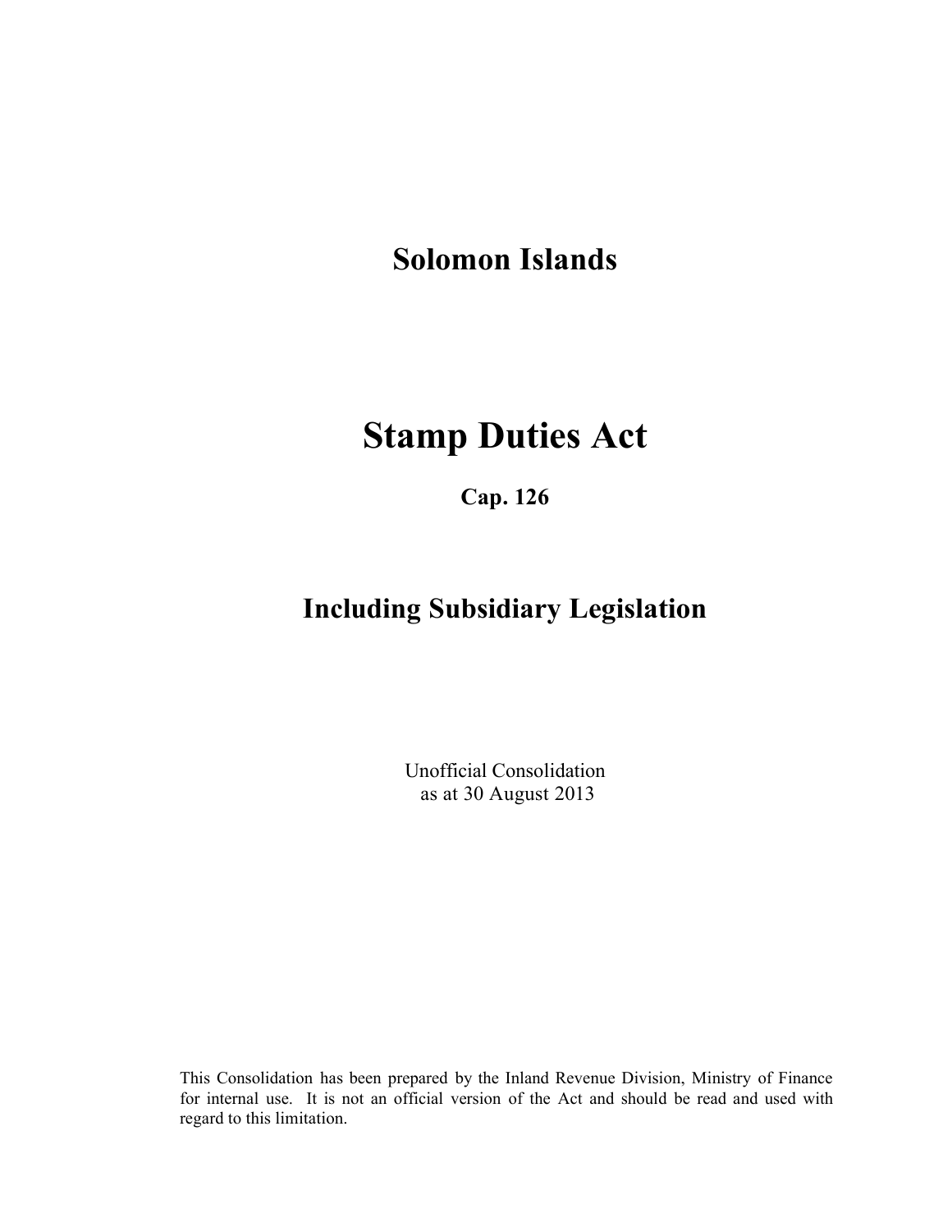# Solomon Islands

# Stamp Duties Act

## Cap. 126

## Including Subsidiary Legislation

Unofficial Consolidation
as at 30 August 2013

This Consolidation has been prepared by the Inland Revenue Division, Ministry of Finance for internal use. It is not an official version of the Act and should be read and used with regard to this limitation.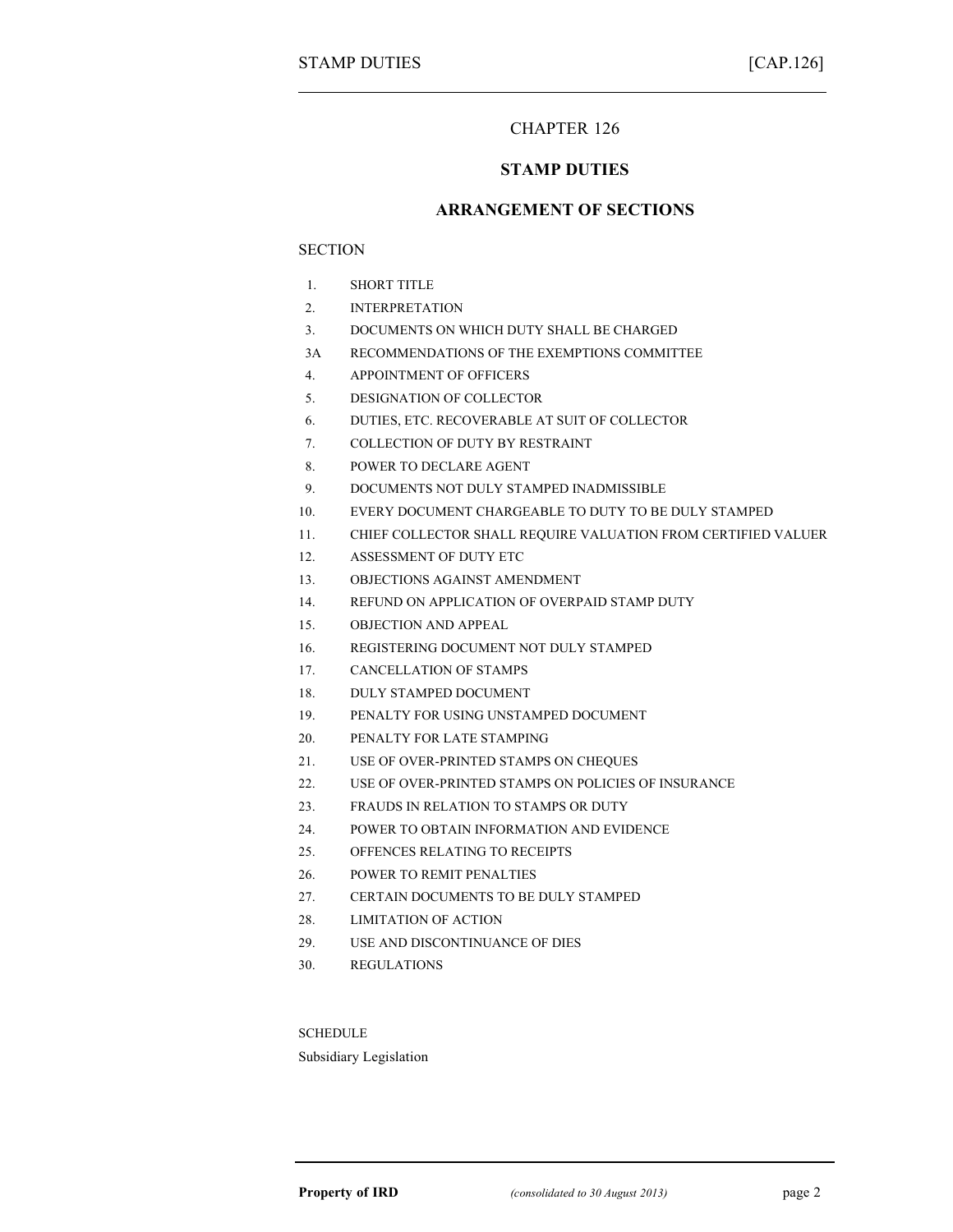# CHAPTER 126

## STAMP DUTIES

## ARRANGEMENT OF SECTIONS

SECTION

1. SHORT TITLE
2. INTERPRETATION
3. DOCUMENTS ON WHICH DUTY SHALL BE CHARGED

3A RECOMMENDATIONS OF THE EXEMPTIONS COMMITTEE

4. APPOINTMENT OF OFFICERS
5. DESIGNATION OF COLLECTOR
6. DUTIES, ETC. RECOVERABLE AT SUIT OF COLLECTOR
7. COLLECTION OF DUTY BY RESTRAINT
8. POWER TO DECLARE AGENT
9. DOCUMENTS NOT DULY STAMPED INADMISSIBLE
10. EVERY DOCUMENT CHARGEABLE TO DUTY TO BE DULY STAMPED
11. CHIEF COLLECTOR SHALL REQUIRE VALUATION FROM CERTIFIED VALUER
12. ASSESSMENT OF DUTY ETC
13. OBJECTIONS AGAINST AMENDMENT
14. REFUND ON APPLICATION OF OVERPAID STAMP DUTY
15. OBJECTION AND APPEAL
16. REGISTERING DOCUMENT NOT DULY STAMPED
17. CANCELLATION OF STAMPS
18. DULY STAMPED DOCUMENT
19. PENALTY FOR USING UNSTAMPED DOCUMENT
20. PENALTY FOR LATE STAMPING
21. USE OF OVER-PRINTED STAMPS ON CHEQUES
22. USE OF OVER-PRINTED STAMPS ON POLICIES OF INSURANCE
23. FRAUDS IN RELATION TO STAMPS OR DUTY
24. POWER TO OBTAIN INFORMATION AND EVIDENCE
25. OFFENCES RELATING TO RECEIPTS
26. POWER TO REMIT PENALTIES
27. CERTAIN DOCUMENTS TO BE DULY STAMPED
28. LIMITATION OF ACTION
29. USE AND DISCONTINUANCE OF DIES
30. REGULATIONS

SCHEDULE

Subsidiary Legislation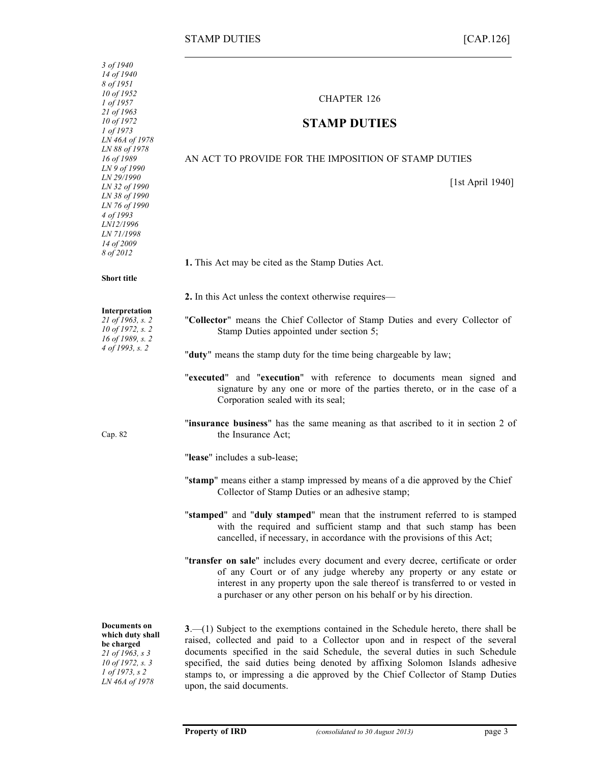*3 of 1940*
*14 of 1940*
*8 of 1951*
*10 of 1952*
*1 of 1957*
*21 of 1963*
*10 of 1972*
*1 of 1973*
*LN 46A of 1978*
*LN 88 of 1978*
*16 of 1989*
*LN 9 of 1990*
*LN 29/1990*
*LN 32 of 1990*
*LN 38 of 1990*
*LN 76 of 1990*
*4 of 1993*
*LN12/1996*
*LN 71/1998*
*14 of 2009*
*8 of 2012*

CHAPTER 126

# STAMP DUTIES

AN ACT TO PROVIDE FOR THE IMPOSITION OF STAMP DUTIES

[1st April 1940]

**Short title**

**1.** This Act may be cited as the Stamp Duties Act.

**Interpretation**
*21 of 1963, s. 2*
*10 of 1972, s. 2*
*16 of 1989, s. 2*
*4 of 1993, s. 2*

**2.** In this Act unless the context otherwise requires—

"**Collector**" means the Chief Collector of Stamp Duties and every Collector of Stamp Duties appointed under section 5;

"**duty**" means the stamp duty for the time being chargeable by law;

"**executed**" and "**execution**" with reference to documents mean signed and signature by any one or more of the parties thereto, or in the case of a Corporation sealed with its seal;

Cap. 82

"**insurance business**" has the same meaning as that ascribed to it in section 2 of the Insurance Act;

"**lease**" includes a sub-lease;

"**stamp**" means either a stamp impressed by means of a die approved by the Chief Collector of Stamp Duties or an adhesive stamp;

"**stamped**" and "**duly stamped**" mean that the instrument referred to is stamped with the required and sufficient stamp and that such stamp has been cancelled, if necessary, in accordance with the provisions of this Act;

"**transfer on sale**" includes every document and every decree, certificate or order of any Court or of any judge whereby any property or any estate or interest in any property upon the sale thereof is transferred to or vested in a purchaser or any other person on his behalf or by his direction.

**Documents on which duty shall be charged**
*21 of 1963, s 3*
*10 of 1972, s. 3*
*1 of 1973, s 2*
*LN 46A of 1978*

**3**.—(1) Subject to the exemptions contained in the Schedule hereto, there shall be raised, collected and paid to a Collector upon and in respect of the several documents specified in the said Schedule, the several duties in such Schedule specified, the said duties being denoted by affixing Solomon Islands adhesive stamps to, or impressing a die approved by the Chief Collector of Stamp Duties upon, the said documents.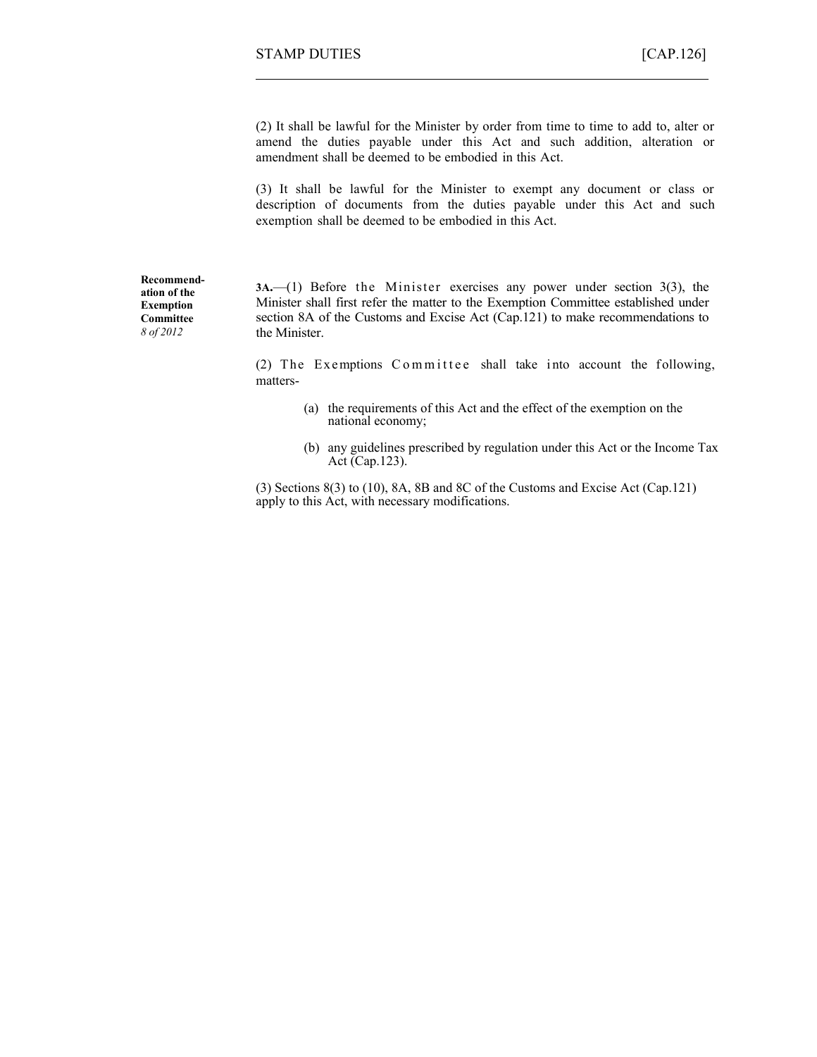(2) It shall be lawful for the Minister by order from time to time to add to, alter or amend the duties payable under this Act and such addition, alteration or amendment shall be deemed to be embodied in this Act.

(3) It shall be lawful for the Minister to exempt any document or class or description of documents from the duties payable under this Act and such exemption shall be deemed to be embodied in this Act.

**Recommendation of the Exemption Committee**
*8 of 2012*

**3A.**—(1) Before the Minister exercises any power under section 3(3), the Minister shall first refer the matter to the Exemption Committee established under section 8A of the Customs and Excise Act (Cap.121) to make recommendations to the Minister.

(2) The Exemptions Committee shall take into account the following, matters-

(a) the requirements of this Act and the effect of the exemption on the national economy;

(b) any guidelines prescribed by regulation under this Act or the Income Tax Act (Cap.123).

(3) Sections 8(3) to (10), 8A, 8B and 8C of the Customs and Excise Act (Cap.121) apply to this Act, with necessary modifications.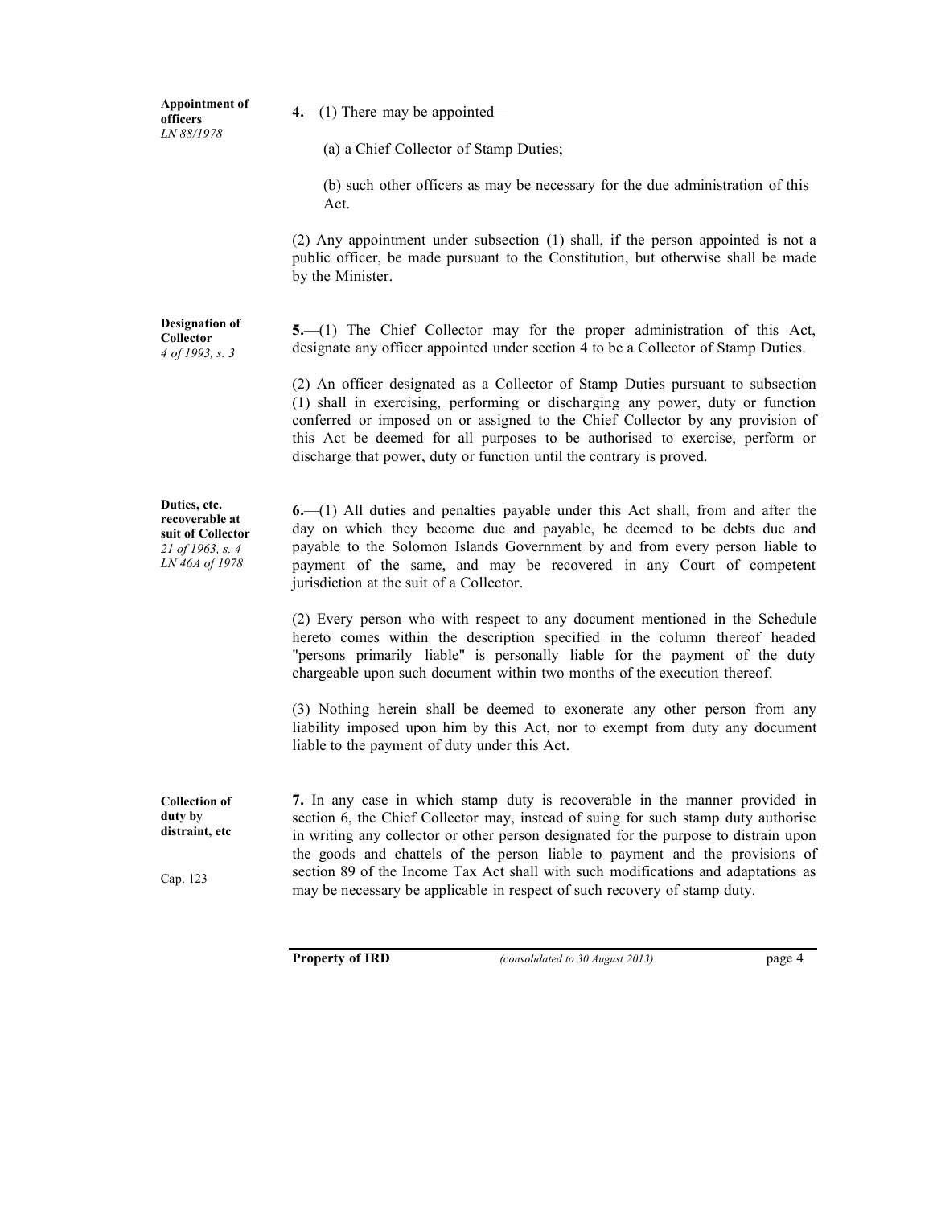**Appointment of officers**
*LN 88/1978*

**4.**—(1) There may be appointed—

(a) a Chief Collector of Stamp Duties;

(b) such other officers as may be necessary for the due administration of this Act.

(2) Any appointment under subsection (1) shall, if the person appointed is not a public officer, be made pursuant to the Constitution, but otherwise shall be made by the Minister.

**Designation of Collector**
*4 of 1993, s. 3*

**5.**—(1) The Chief Collector may for the proper administration of this Act, designate any officer appointed under section 4 to be a Collector of Stamp Duties.

(2) An officer designated as a Collector of Stamp Duties pursuant to subsection (1) shall in exercising, performing or discharging any power, duty or function conferred or imposed on or assigned to the Chief Collector by any provision of this Act be deemed for all purposes to be authorised to exercise, perform or discharge that power, duty or function until the contrary is proved.

**Duties, etc. recoverable at suit of Collector**
*21 of 1963, s. 4*
*LN 46A of 1978*

**6.**—(1) All duties and penalties payable under this Act shall, from and after the day on which they become due and payable, be deemed to be debts due and payable to the Solomon Islands Government by and from every person liable to payment of the same, and may be recovered in any Court of competent jurisdiction at the suit of a Collector.

(2) Every person who with respect to any document mentioned in the Schedule hereto comes within the description specified in the column thereof headed "persons primarily liable" is personally liable for the payment of the duty chargeable upon such document within two months of the execution thereof.

(3) Nothing herein shall be deemed to exonerate any other person from any liability imposed upon him by this Act, nor to exempt from duty any document liable to the payment of duty under this Act.

**Collection of duty by distraint, etc**

Cap. 123

**7.** In any case in which stamp duty is recoverable in the manner provided in section 6, the Chief Collector may, instead of suing for such stamp duty authorise in writing any collector or other person designated for the purpose to distrain upon the goods and chattels of the person liable to payment and the provisions of section 89 of the Income Tax Act shall with such modifications and adaptations as may be necessary be applicable in respect of such recovery of stamp duty.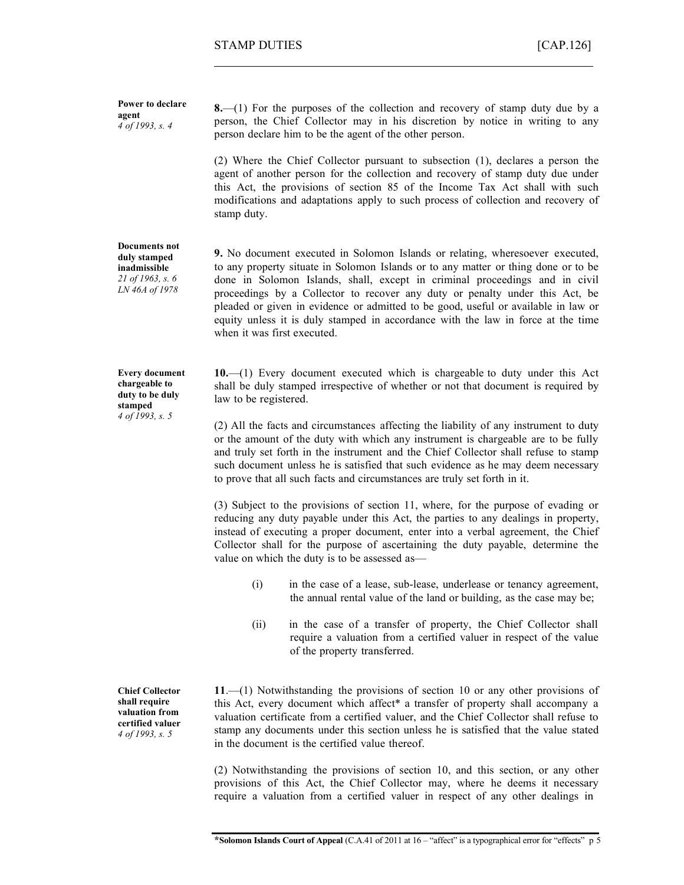**Power to declare agent**
*4 of 1993, s. 4*

**8.**—(1) For the purposes of the collection and recovery of stamp duty due by a person, the Chief Collector may in his discretion by notice in writing to any person declare him to be the agent of the other person.

(2) Where the Chief Collector pursuant to subsection (1), declares a person the agent of another person for the collection and recovery of stamp duty due under this Act, the provisions of section 85 of the Income Tax Act shall with such modifications and adaptations apply to such process of collection and recovery of stamp duty.

**Documents not duly stamped inadmissible**
*21 of 1963, s. 6*
*LN 46A of 1978*

**9.** No document executed in Solomon Islands or relating, wheresoever executed, to any property situate in Solomon Islands or to any matter or thing done or to be done in Solomon Islands, shall, except in criminal proceedings and in civil proceedings by a Collector to recover any duty or penalty under this Act, be pleaded or given in evidence or admitted to be good, useful or available in law or equity unless it is duly stamped in accordance with the law in force at the time when it was first executed.

**Every document chargeable to duty to be duly stamped**
*4 of 1993, s. 5*

**10.**—(1) Every document executed which is chargeable to duty under this Act shall be duly stamped irrespective of whether or not that document is required by law to be registered.

(2) All the facts and circumstances affecting the liability of any instrument to duty or the amount of the duty with which any instrument is chargeable are to be fully and truly set forth in the instrument and the Chief Collector shall refuse to stamp such document unless he is satisfied that such evidence as he may deem necessary to prove that all such facts and circumstances are truly set forth in it.

(3) Subject to the provisions of section 11, where, for the purpose of evading or reducing any duty payable under this Act, the parties to any dealings in property, instead of executing a proper document, enter into a verbal agreement, the Chief Collector shall for the purpose of ascertaining the duty payable, determine the value on which the duty is to be assessed as—

(i) in the case of a lease, sub-lease, underlease or tenancy agreement, the annual rental value of the land or building, as the case may be;

(ii) in the case of a transfer of property, the Chief Collector shall require a valuation from a certified valuer in respect of the value of the property transferred.

**Chief Collector shall require valuation from certified valuer**
*4 of 1993, s. 5*

**11**.—(1) Notwithstanding the provisions of section 10 or any other provisions of this Act, every document which affect* a transfer of property shall accompany a valuation certificate from a certified valuer, and the Chief Collector shall refuse to stamp any documents under this section unless he is satisfied that the value stated in the document is the certified value thereof.

(2) Notwithstanding the provisions of section 10, and this section, or any other provisions of this Act, the Chief Collector may, where he deems it necessary require a valuation from a certified valuer in respect of any other dealings in

*__Solomon Islands Court of Appeal__ (C.A.41 of 2011 at 16 – "affect" is a typographical error for "effects" p 5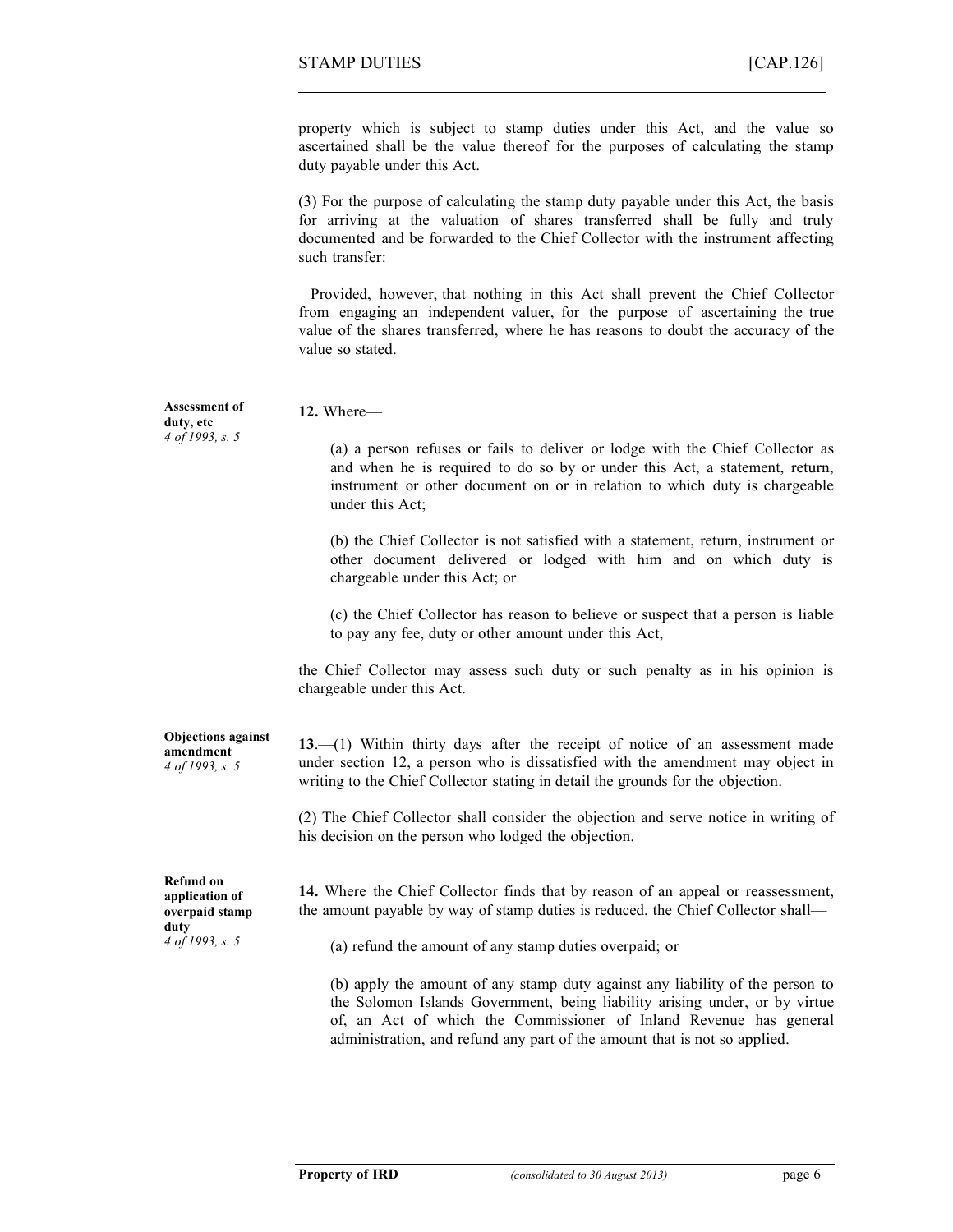property which is subject to stamp duties under this Act, and the value so ascertained shall be the value thereof for the purposes of calculating the stamp duty payable under this Act.

(3) For the purpose of calculating the stamp duty payable under this Act, the basis for arriving at the valuation of shares transferred shall be fully and truly documented and be forwarded to the Chief Collector with the instrument affecting such transfer:

Provided, however, that nothing in this Act shall prevent the Chief Collector from engaging an independent valuer, for the purpose of ascertaining the true value of the shares transferred, where he has reasons to doubt the accuracy of the value so stated.

**Assessment of duty, etc**
*4 of 1993, s. 5*

**12.** Where—

(a) a person refuses or fails to deliver or lodge with the Chief Collector as and when he is required to do so by or under this Act, a statement, return, instrument or other document on or in relation to which duty is chargeable under this Act;

(b) the Chief Collector is not satisfied with a statement, return, instrument or other document delivered or lodged with him and on which duty is chargeable under this Act; or

(c) the Chief Collector has reason to believe or suspect that a person is liable to pay any fee, duty or other amount under this Act,

the Chief Collector may assess such duty or such penalty as in his opinion is chargeable under this Act.

**Objections against amendment**
*4 of 1993, s. 5*

**13**.—(1) Within thirty days after the receipt of notice of an assessment made under section 12, a person who is dissatisfied with the amendment may object in writing to the Chief Collector stating in detail the grounds for the objection.

(2) The Chief Collector shall consider the objection and serve notice in writing of his decision on the person who lodged the objection.

**Refund on application of overpaid stamp duty**
*4 of 1993, s. 5*

**14.** Where the Chief Collector finds that by reason of an appeal or reassessment, the amount payable by way of stamp duties is reduced, the Chief Collector shall—

(a) refund the amount of any stamp duties overpaid; or

(b) apply the amount of any stamp duty against any liability of the person to the Solomon Islands Government, being liability arising under, or by virtue of, an Act of which the Commissioner of Inland Revenue has general administration, and refund any part of the amount that is not so applied.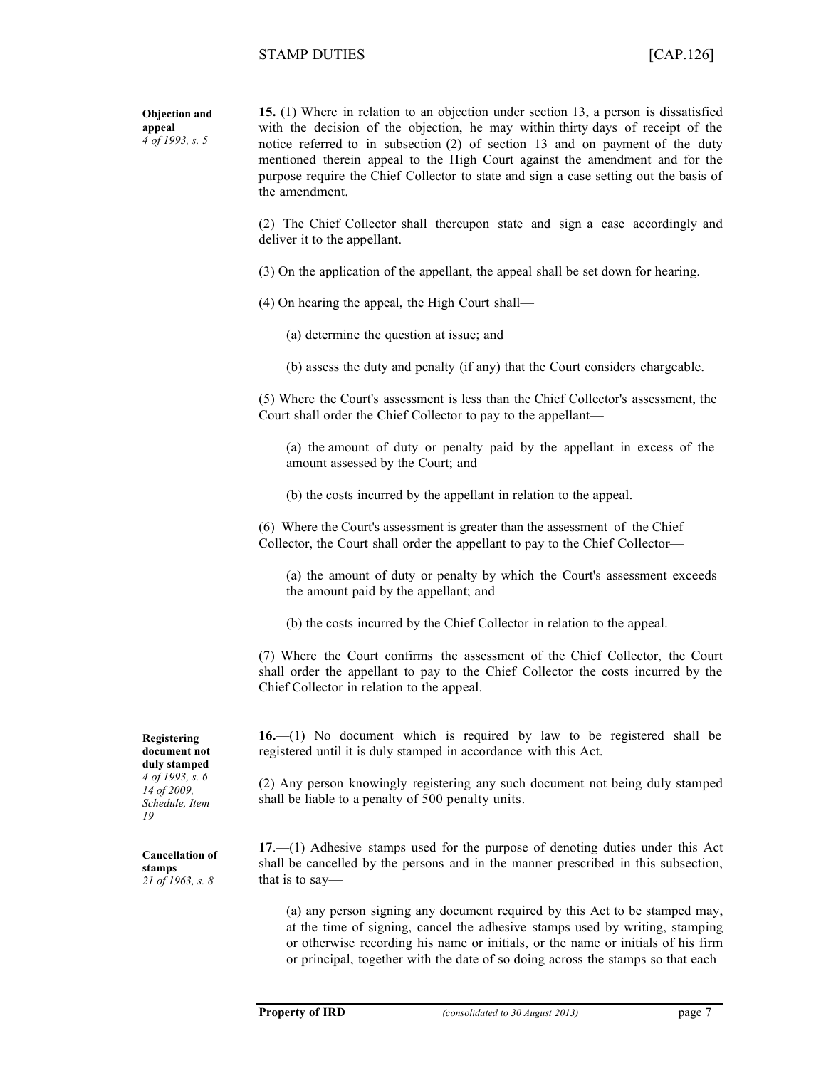**Objection and appeal**
*4 of 1993, s. 5*

**15.** (1) Where in relation to an objection under section 13, a person is dissatisfied with the decision of the objection, he may within thirty days of receipt of the notice referred to in subsection (2) of section 13 and on payment of the duty mentioned therein appeal to the High Court against the amendment and for the purpose require the Chief Collector to state and sign a case setting out the basis of the amendment.

(2) The Chief Collector shall thereupon state and sign a case accordingly and deliver it to the appellant.

(3) On the application of the appellant, the appeal shall be set down for hearing.

(4) On hearing the appeal, the High Court shall—

(a) determine the question at issue; and

(b) assess the duty and penalty (if any) that the Court considers chargeable.

(5) Where the Court's assessment is less than the Chief Collector's assessment, the Court shall order the Chief Collector to pay to the appellant—

(a) the amount of duty or penalty paid by the appellant in excess of the amount assessed by the Court; and

(b) the costs incurred by the appellant in relation to the appeal.

(6) Where the Court's assessment is greater than the assessment of the Chief Collector, the Court shall order the appellant to pay to the Chief Collector—

(a) the amount of duty or penalty by which the Court's assessment exceeds the amount paid by the appellant; and

(b) the costs incurred by the Chief Collector in relation to the appeal.

(7) Where the Court confirms the assessment of the Chief Collector, the Court shall order the appellant to pay to the Chief Collector the costs incurred by the Chief Collector in relation to the appeal.

**Registering document not duly stamped**
*4 of 1993, s. 6*
*14 of 2009, Schedule, Item 19*

**16.**—(1) No document which is required by law to be registered shall be registered until it is duly stamped in accordance with this Act.

(2) Any person knowingly registering any such document not being duly stamped shall be liable to a penalty of 500 penalty units.

**Cancellation of stamps**
*21 of 1963, s. 8*

**17**.—(1) Adhesive stamps used for the purpose of denoting duties under this Act shall be cancelled by the persons and in the manner prescribed in this subsection, that is to say—

(a) any person signing any document required by this Act to be stamped may, at the time of signing, cancel the adhesive stamps used by writing, stamping or otherwise recording his name or initials, or the name or initials of his firm or principal, together with the date of so doing across the stamps so that each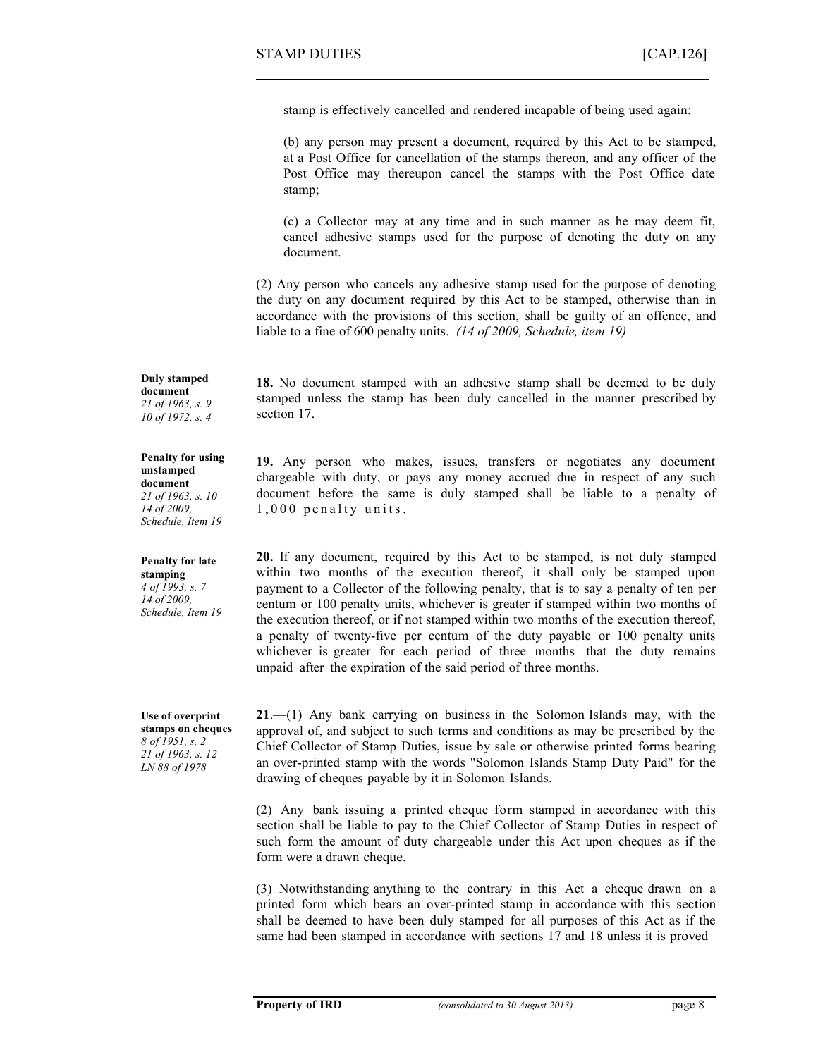stamp is effectively cancelled and rendered incapable of being used again;

(b) any person may present a document, required by this Act to be stamped, at a Post Office for cancellation of the stamps thereon, and any officer of the Post Office may thereupon cancel the stamps with the Post Office date stamp;

(c) a Collector may at any time and in such manner as he may deem fit, cancel adhesive stamps used for the purpose of denoting the duty on any document.

(2) Any person who cancels any adhesive stamp used for the purpose of denoting the duty on any document required by this Act to be stamped, otherwise than in accordance with the provisions of this section, shall be guilty of an offence, and liable to a fine of 600 penalty units. *(14 of 2009, Schedule, item 19)*

**Duly stamped document**
*21 of 1963, s. 9*
*10 of 1972, s. 4*

**18.** No document stamped with an adhesive stamp shall be deemed to be duly stamped unless the stamp has been duly cancelled in the manner prescribed by section 17.

**Penalty for using unstamped document**
*21 of 1963, s. 10*
*14 of 2009, Schedule, Item 19*

**19.** Any person who makes, issues, transfers or negotiates any document chargeable with duty, or pays any money accrued due in respect of any such document before the same is duly stamped shall be liable to a penalty of 1,000 penalty units.

**Penalty for late stamping**
*4 of 1993, s. 7*
*14 of 2009, Schedule, Item 19*

**20.** If any document, required by this Act to be stamped, is not duly stamped within two months of the execution thereof, it shall only be stamped upon payment to a Collector of the following penalty, that is to say a penalty of ten per centum or 100 penalty units, whichever is greater if stamped within two months of the execution thereof, or if not stamped within two months of the execution thereof, a penalty of twenty-five per centum of the duty payable or 100 penalty units whichever is greater for each period of three months that the duty remains unpaid after the expiration of the said period of three months.

**Use of overprint stamps on cheques**
*8 of 1951, s. 2*
*21 of 1963, s. 12*
*LN 88 of 1978*

**21**.—(1) Any bank carrying on business in the Solomon Islands may, with the approval of, and subject to such terms and conditions as may be prescribed by the Chief Collector of Stamp Duties, issue by sale or otherwise printed forms bearing an over-printed stamp with the words "Solomon Islands Stamp Duty Paid" for the drawing of cheques payable by it in Solomon Islands.

(2) Any bank issuing a printed cheque form stamped in accordance with this section shall be liable to pay to the Chief Collector of Stamp Duties in respect of such form the amount of duty chargeable under this Act upon cheques as if the form were a drawn cheque.

(3) Notwithstanding anything to the contrary in this Act a cheque drawn on a printed form which bears an over-printed stamp in accordance with this section shall be deemed to have been duly stamped for all purposes of this Act as if the same had been stamped in accordance with sections 17 and 18 unless it is proved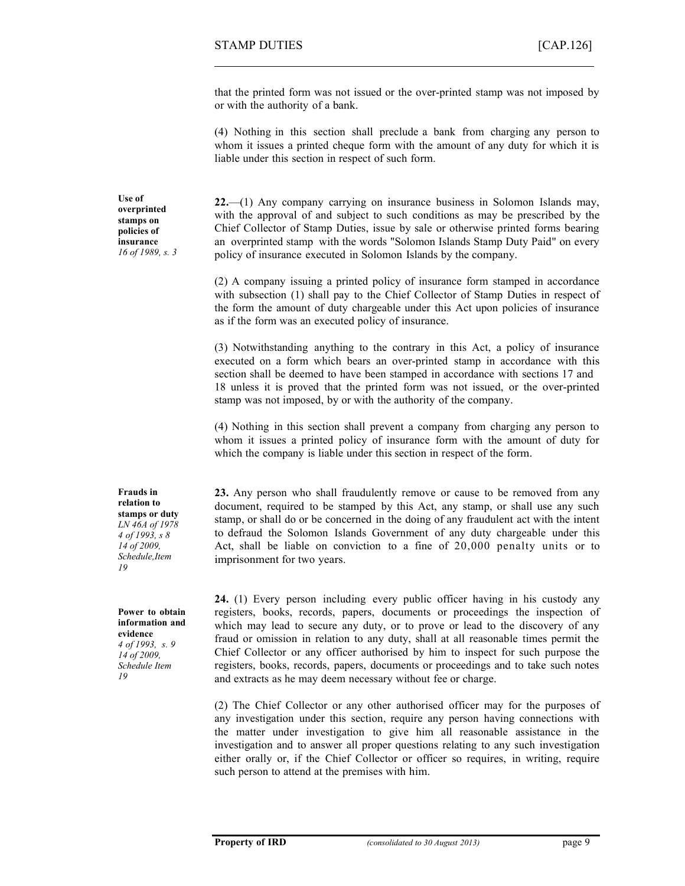that the printed form was not issued or the over-printed stamp was not imposed by or with the authority of a bank.

(4) Nothing in this section shall preclude a bank from charging any person to whom it issues a printed cheque form with the amount of any duty for which it is liable under this section in respect of such form.

**Use of overprinted stamps on policies of insurance**
*16 of 1989, s. 3*

**22.**—(1) Any company carrying on insurance business in Solomon Islands may, with the approval of and subject to such conditions as may be prescribed by the Chief Collector of Stamp Duties, issue by sale or otherwise printed forms bearing an overprinted stamp with the words "Solomon Islands Stamp Duty Paid" on every policy of insurance executed in Solomon Islands by the company.

(2) A company issuing a printed policy of insurance form stamped in accordance with subsection (1) shall pay to the Chief Collector of Stamp Duties in respect of the form the amount of duty chargeable under this Act upon policies of insurance as if the form was an executed policy of insurance.

(3) Notwithstanding anything to the contrary in this Act, a policy of insurance executed on a form which bears an over-printed stamp in accordance with this section shall be deemed to have been stamped in accordance with sections 17 and 18 unless it is proved that the printed form was not issued, or the over-printed stamp was not imposed, by or with the authority of the company.

(4) Nothing in this section shall prevent a company from charging any person to whom it issues a printed policy of insurance form with the amount of duty for which the company is liable under this section in respect of the form.

**Frauds in relation to stamps or duty**
*LN 46A of 1978*
*4 of 1993, s 8*
*14 of 2009, Schedule, Item 19*

**23.** Any person who shall fraudulently remove or cause to be removed from any document, required to be stamped by this Act, any stamp, or shall use any such stamp, or shall do or be concerned in the doing of any fraudulent act with the intent to defraud the Solomon Islands Government of any duty chargeable under this Act, shall be liable on conviction to a fine of 20,000 penalty units or to imprisonment for two years.

**Power to obtain information and evidence**
*4 of 1993, s. 9*
*14 of 2009, Schedule Item 19*

**24.** (1) Every person including every public officer having in his custody any registers, books, records, papers, documents or proceedings the inspection of which may lead to secure any duty, or to prove or lead to the discovery of any fraud or omission in relation to any duty, shall at all reasonable times permit the Chief Collector or any officer authorised by him to inspect for such purpose the registers, books, records, papers, documents or proceedings and to take such notes and extracts as he may deem necessary without fee or charge.

(2) The Chief Collector or any other authorised officer may for the purposes of any investigation under this section, require any person having connections with the matter under investigation to give him all reasonable assistance in the investigation and to answer all proper questions relating to any such investigation either orally or, if the Chief Collector or officer so requires, in writing, require such person to attend at the premises with him.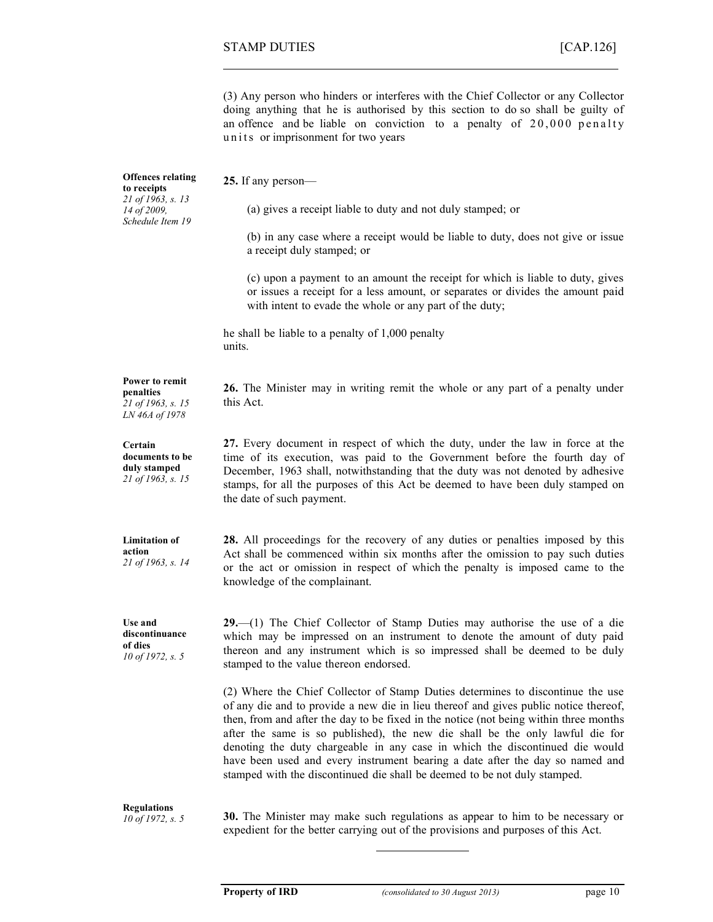(3) Any person who hinders or interferes with the Chief Collector or any Collector doing anything that he is authorised by this section to do so shall be guilty of an offence and be liable on conviction to a penalty of 20,000 penalty units or imprisonment for two years

**Offences relating to receipts**
*21 of 1963, s. 13*
*14 of 2009, Schedule Item 19*

**25.** If any person—

(a) gives a receipt liable to duty and not duly stamped; or

(b) in any case where a receipt would be liable to duty, does not give or issue a receipt duly stamped; or

(c) upon a payment to an amount the receipt for which is liable to duty, gives or issues a receipt for a less amount, or separates or divides the amount paid with intent to evade the whole or any part of the duty;

he shall be liable to a penalty of 1,000 penalty units.

**Power to remit penalties**
*21 of 1963, s. 15*
*LN 46A of 1978*

**26.** The Minister may in writing remit the whole or any part of a penalty under this Act.

**Certain documents to be duly stamped**
*21 of 1963, s. 15*

**27.** Every document in respect of which the duty, under the law in force at the time of its execution, was paid to the Government before the fourth day of December, 1963 shall, notwithstanding that the duty was not denoted by adhesive stamps, for all the purposes of this Act be deemed to have been duly stamped on the date of such payment.

**Limitation of action**
*21 of 1963, s. 14*

**28.** All proceedings for the recovery of any duties or penalties imposed by this Act shall be commenced within six months after the omission to pay such duties or the act or omission in respect of which the penalty is imposed came to the knowledge of the complainant.

**Use and discontinuance of dies**
*10 of 1972, s. 5*

**29.**—(1) The Chief Collector of Stamp Duties may authorise the use of a die which may be impressed on an instrument to denote the amount of duty paid thereon and any instrument which is so impressed shall be deemed to be duly stamped to the value thereon endorsed.

(2) Where the Chief Collector of Stamp Duties determines to discontinue the use of any die and to provide a new die in lieu thereof and gives public notice thereof, then, from and after the day to be fixed in the notice (not being within three months after the same is so published), the new die shall be the only lawful die for denoting the duty chargeable in any case in which the discontinued die would have been used and every instrument bearing a date after the day so named and stamped with the discontinued die shall be deemed to be not duly stamped.

**Regulations**
*10 of 1972, s. 5*

**30.** The Minister may make such regulations as appear to him to be necessary or expedient for the better carrying out of the provisions and purposes of this Act.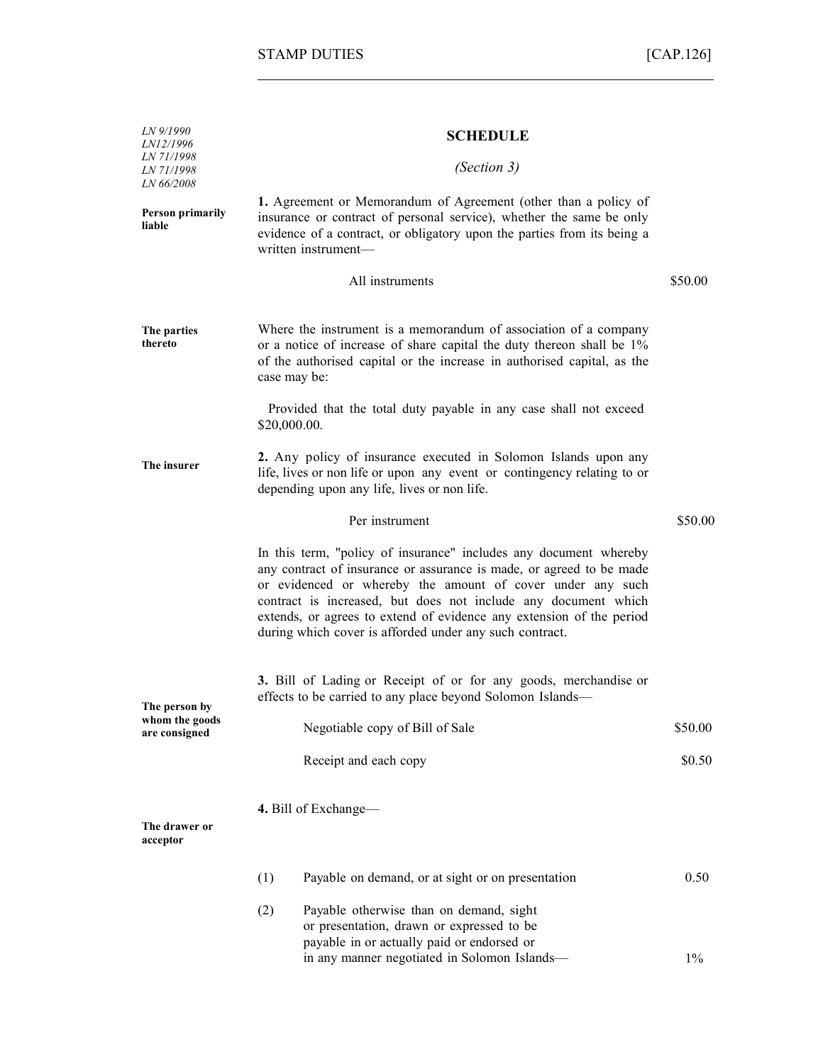*LN 9/1990*
*LN12/1996*
*LN 71/1998*
*LN 71/1998*
*LN 66/2008*

## SCHEDULE

*(Section 3)*

**Person primarily liable**

**1.** Agreement or Memorandum of Agreement (other than a policy of insurance or contract of personal service), whether the same be only evidence of a contract, or obligatory upon the parties from its being a written instrument—

All instruments $50.00

**The parties thereto**

Where the instrument is a memorandum of association of a company or a notice of increase of share capital the duty thereon shall be 1% of the authorised capital or the increase in authorised capital, as the case may be:

Provided that the total duty payable in any case shall not exceed $20,000.00.

**The insurer**

**2.** Any policy of insurance executed in Solomon Islands upon any life, lives or non life or upon any event or contingency relating to or depending upon any life, lives or non life.

Per instrument $50.00

In this term, "policy of insurance" includes any document whereby any contract of insurance or assurance is made, or agreed to be made or evidenced or whereby the amount of cover under any such contract is increased, but does not include any document which extends, or agrees to extend of evidence any extension of the period during which cover is afforded under any such contract.

**The person by whom the goods are consigned**

**3.** Bill of Lading or Receipt of or for any goods, merchandise or effects to be carried to any place beyond Solomon Islands—

Negotiable copy of Bill of Sale $50.00

Receipt and each copy $0.50

**The drawer or acceptor**

**4.** Bill of Exchange—

(1) Payable on demand, or at sight or on presentation 0.50

(2) Payable otherwise than on demand, sight or presentation, drawn or expressed to be payable in or actually paid or endorsed or in any manner negotiated in Solomon Islands— 1%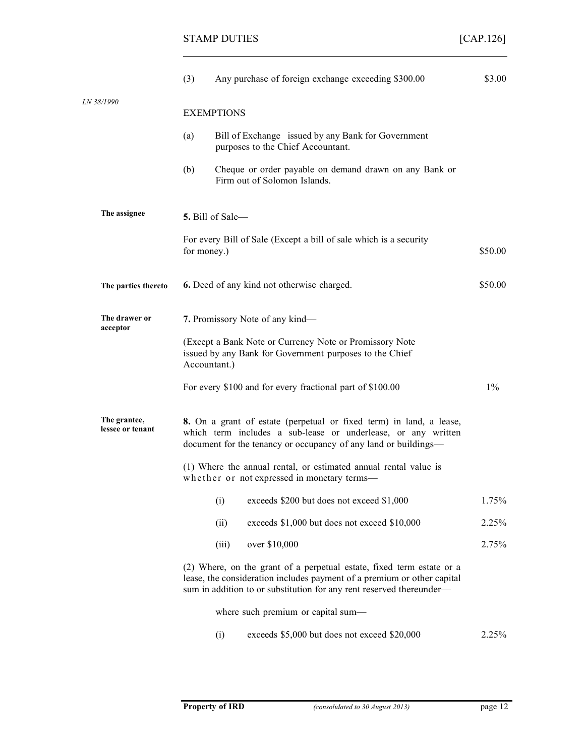(3) Any purchase of foreign exchange exceeding $300.00 — $3.00

*LN 38/1990*

EXEMPTIONS

(a) Bill of Exchange issued by any Bank for Government purposes to the Chief Accountant.

(b) Cheque or order payable on demand drawn on any Bank or Firm out of Solomon Islands.

**The assignee**

**5.** Bill of Sale—

For every Bill of Sale (Except a bill of sale which is a security for money.) — $50.00

**The parties thereto**

**6.** Deed of any kind not otherwise charged. — $50.00

**The drawer or acceptor**

**7.** Promissory Note of any kind—

(Except a Bank Note or Currency Note or Promissory Note issued by any Bank for Government purposes to the Chief Accountant.)

For every $100 and for every fractional part of $100.00 — 1%

**The grantee, lessee or tenant**

**8.** On a grant of estate (perpetual or fixed term) in land, a lease, which term includes a sub-lease or underlease, or any written document for the tenancy or occupancy of any land or buildings—

(1) Where the annual rental, or estimated annual rental value is whether or not expressed in monetary terms—

(i) exceeds $200 but does not exceed $1,000 — 1.75%

(ii) exceeds $1,000 but does not exceed $10,000 — 2.25%

(iii) over $10,000 — 2.75%

(2) Where, on the grant of a perpetual estate, fixed term estate or a lease, the consideration includes payment of a premium or other capital sum in addition to or substitution for any rent reserved thereunder—

where such premium or capital sum—

(i) exceeds $5,000 but does not exceed $20,000 — 2.25%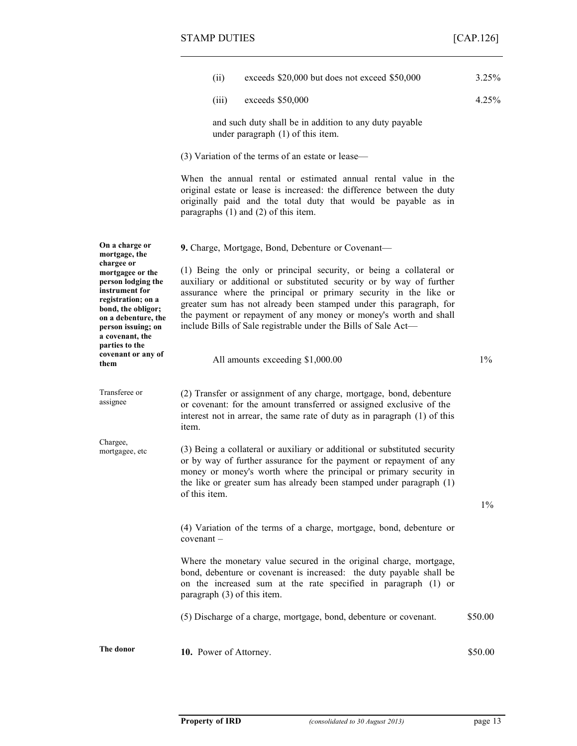| | | |
|---|---|---|
| | (ii) exceeds \$20,000 but does not exceed \$50,000 | 3.25% |
| | (iii) exceeds \$50,000 | 4.25% |
| | and such duty shall be in addition to any duty payable under paragraph (1) of this item. | |
| | (3) Variation of the terms of an estate or lease— | |
| | When the annual rental or estimated annual rental value in the original estate or lease is increased: the difference between the duty originally paid and the total duty that would be payable as in paragraphs (1) and (2) of this item. | |
| **On a charge or mortgage, the chargee or mortgagee or the person lodging the instrument for registration; on a bond, the obligor; on a debenture, the person issuing; on a covenant, the parties to the covenant or any of them** | **9.** Charge, Mortgage, Bond, Debenture or Covenant— | |
| | (1) Being the only or principal security, or being a collateral or auxiliary or additional or substituted security or by way of further assurance where the principal or primary security in the like or greater sum has not already been stamped under this paragraph, for the payment or repayment of any money or money's worth and shall include Bills of Sale registrable under the Bills of Sale Act— | |
| | All amounts exceeding \$1,000.00 | 1% |
| Transferee or assignee | (2) Transfer or assignment of any charge, mortgage, bond, debenture or covenant: for the amount transferred or assigned exclusive of the interest not in arrear, the same rate of duty as in paragraph (1) of this item. | |
| Chargee, mortgagee, etc | (3) Being a collateral or auxiliary or additional or substituted security or by way of further assurance for the payment or repayment of any money or money's worth where the principal or primary security in the like or greater sum has already been stamped under paragraph (1) of this item. | 1% |
| | (4) Variation of the terms of a charge, mortgage, bond, debenture or covenant – | |
| | Where the monetary value secured in the original charge, mortgage, bond, debenture or covenant is increased: the duty payable shall be on the increased sum at the rate specified in paragraph (1) or paragraph (3) of this item. | |
| | (5) Discharge of a charge, mortgage, bond, debenture or covenant. | \$50.00 |
| **The donor** | **10.** Power of Attorney. | \$50.00 |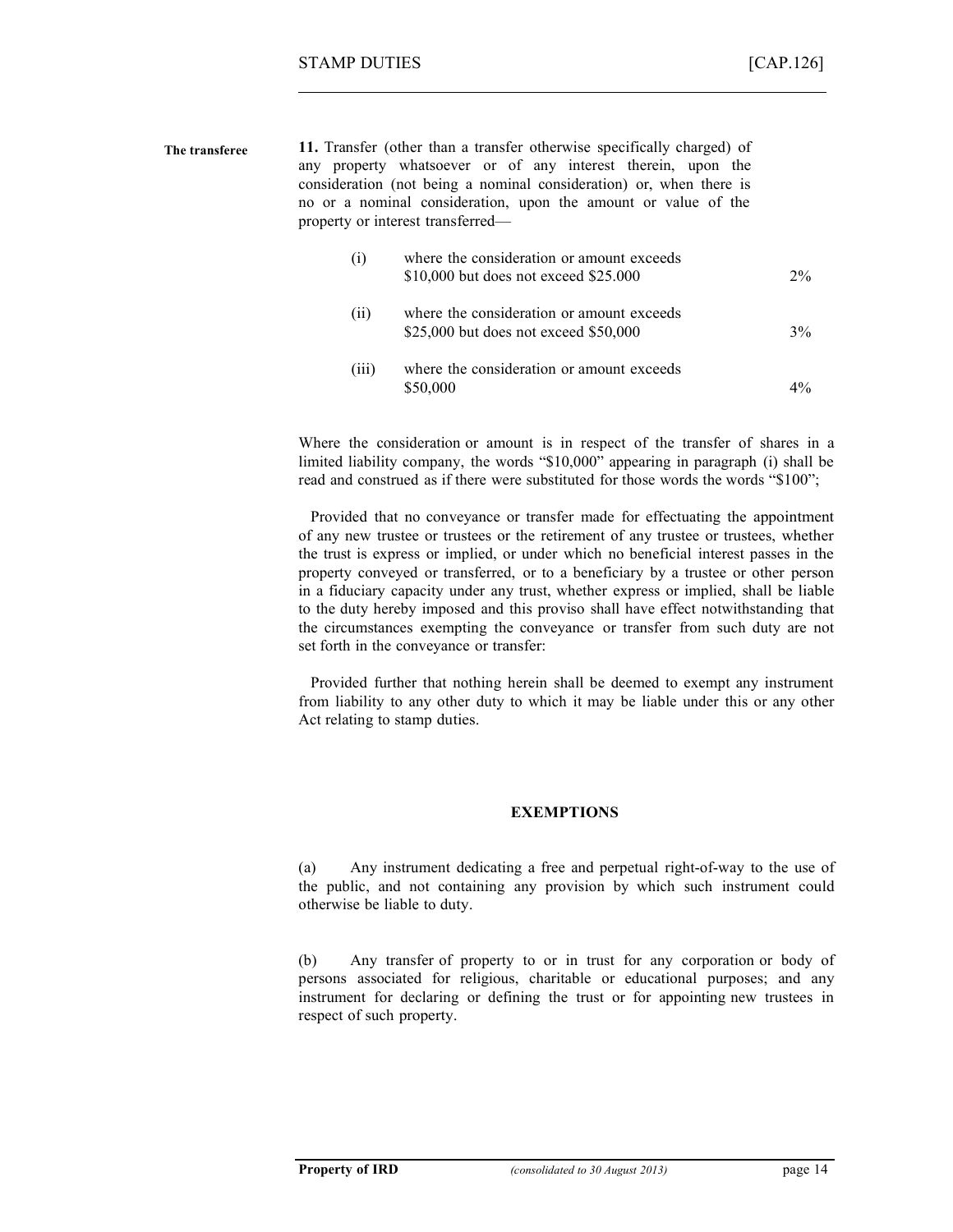**The transferee**

**11.** Transfer (other than a transfer otherwise specifically charged) of any property whatsoever or of any interest therein, upon the consideration (not being a nominal consideration) or, when there is no or a nominal consideration, upon the amount or value of the property or interest transferred—

| | | |
|---|---|---|
| (i) | where the consideration or amount exceeds $10,000 but does not exceed $25.000 | 2% |
| (ii) | where the consideration or amount exceeds $25,000 but does not exceed $50,000 | 3% |
| (iii) | where the consideration or amount exceeds $50,000 | 4% |

Where the consideration or amount is in respect of the transfer of shares in a limited liability company, the words "$10,000" appearing in paragraph (i) shall be read and construed as if there were substituted for those words the words "$100";

Provided that no conveyance or transfer made for effectuating the appointment of any new trustee or trustees or the retirement of any trustee or trustees, whether the trust is express or implied, or under which no beneficial interest passes in the property conveyed or transferred, or to a beneficiary by a trustee or other person in a fiduciary capacity under any trust, whether express or implied, shall be liable to the duty hereby imposed and this proviso shall have effect notwithstanding that the circumstances exempting the conveyance or transfer from such duty are not set forth in the conveyance or transfer:

Provided further that nothing herein shall be deemed to exempt any instrument from liability to any other duty to which it may be liable under this or any other Act relating to stamp duties.

## EXEMPTIONS

(a) Any instrument dedicating a free and perpetual right-of-way to the use of the public, and not containing any provision by which such instrument could otherwise be liable to duty.

(b) Any transfer of property to or in trust for any corporation or body of persons associated for religious, charitable or educational purposes; and any instrument for declaring or defining the trust or for appointing new trustees in respect of such property.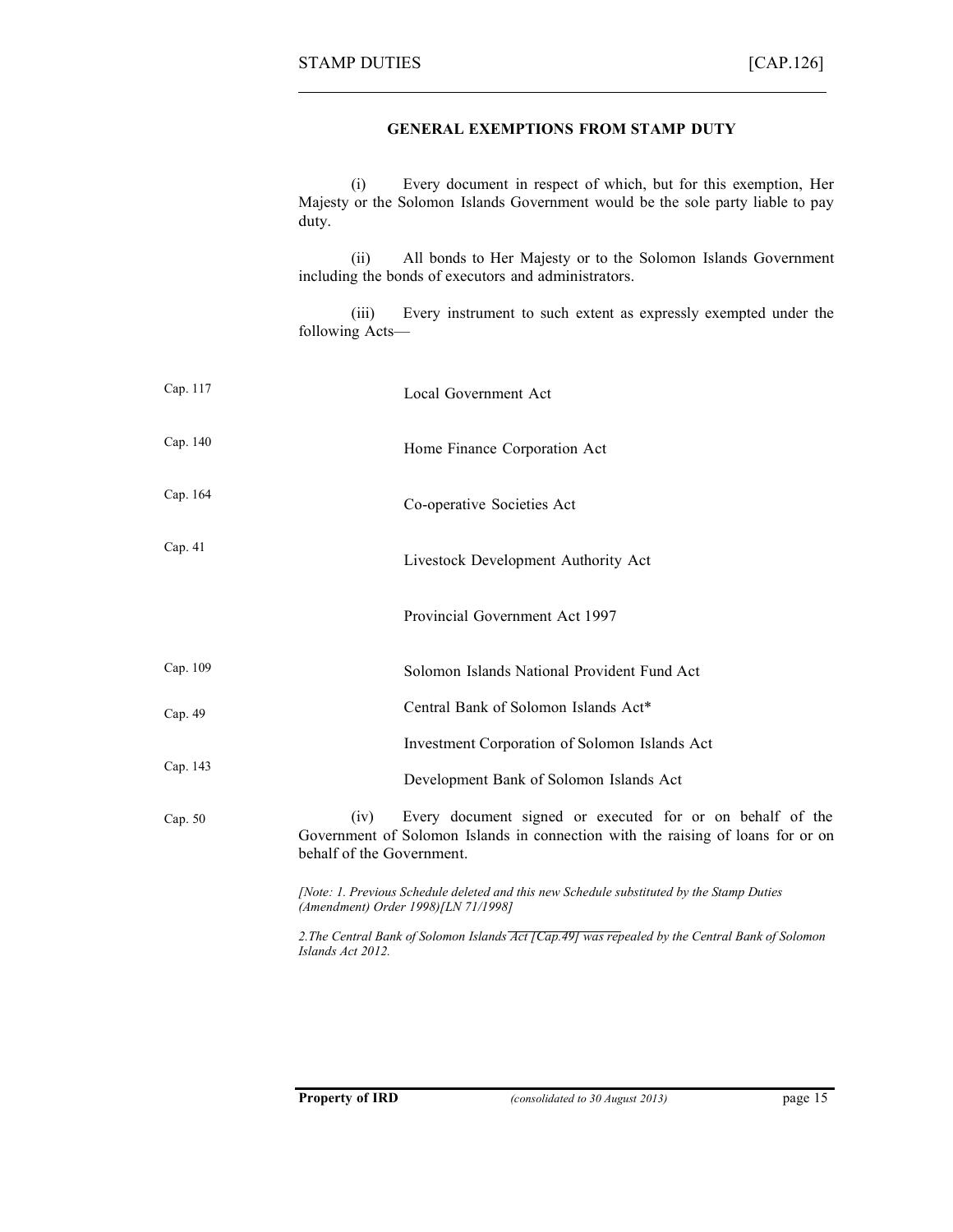## GENERAL EXEMPTIONS FROM STAMP DUTY

(i) Every document in respect of which, but for this exemption, Her Majesty or the Solomon Islands Government would be the sole party liable to pay duty.

(ii) All bonds to Her Majesty or to the Solomon Islands Government including the bonds of executors and administrators.

(iii) Every instrument to such extent as expressly exempted under the following Acts—

| | |
|---|---|
| Cap. 117 | Local Government Act |
| Cap. 140 | Home Finance Corporation Act |
| Cap. 164 | Co-operative Societies Act |
| Cap. 41 | Livestock Development Authority Act |
| | Provincial Government Act 1997 |
| Cap. 109 | Solomon Islands National Provident Fund Act |
| Cap. 49 | Central Bank of Solomon Islands Act* |
| Cap. 143 | Investment Corporation of Solomon Islands Act |
| Cap. 50 | Development Bank of Solomon Islands Act |

(iv) Every document signed or executed for or on behalf of the Government of Solomon Islands in connection with the raising of loans for or on behalf of the Government.

*[Note: 1. Previous Schedule deleted and this new Schedule substituted by the Stamp Duties (Amendment) Order 1998)[LN 71/1998]*

*2.The Central Bank of Solomon Islands ~~Act [Cap.49] was re~~pealed by the Central Bank of Solomon Islands Act 2012.*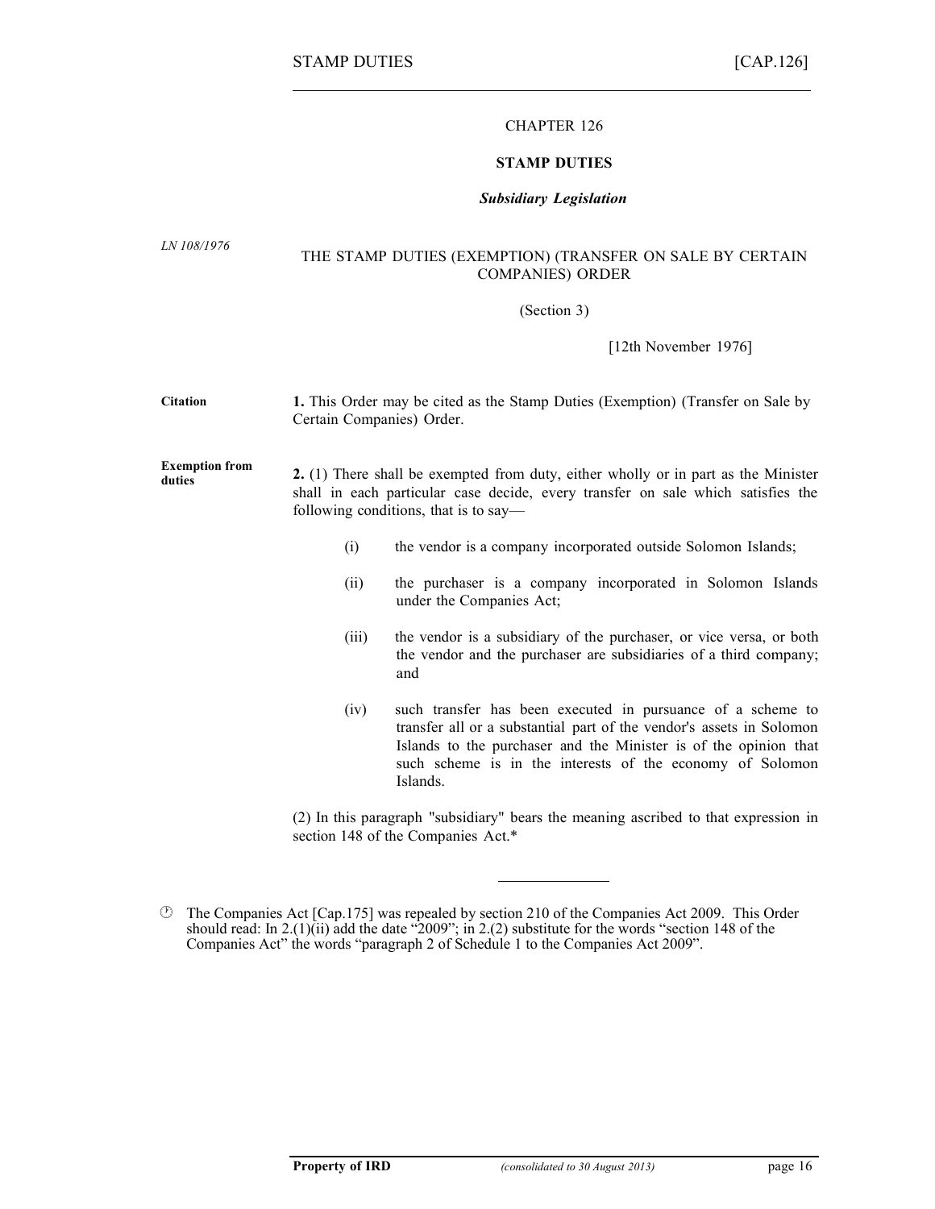# CHAPTER 126

## STAMP DUTIES

### *Subsidiary Legislation*

*LN 108/1976*

THE STAMP DUTIES (EXEMPTION) (TRANSFER ON SALE BY CERTAIN COMPANIES) ORDER

(Section 3)

[12th November 1976]

**Citation**

**1.** This Order may be cited as the Stamp Duties (Exemption) (Transfer on Sale by Certain Companies) Order.

**Exemption from duties**

**2.** (1) There shall be exempted from duty, either wholly or in part as the Minister shall in each particular case decide, every transfer on sale which satisfies the following conditions, that is to say—

(i) the vendor is a company incorporated outside Solomon Islands;

(ii) the purchaser is a company incorporated in Solomon Islands under the Companies Act;

(iii) the vendor is a subsidiary of the purchaser, or vice versa, or both the vendor and the purchaser are subsidiaries of a third company; and

(iv) such transfer has been executed in pursuance of a scheme to transfer all or a substantial part of the vendor's assets in Solomon Islands to the purchaser and the Minister is of the opinion that such scheme is in the interests of the economy of Solomon Islands.

(2) In this paragraph "subsidiary" bears the meaning ascribed to that expression in section 148 of the Companies Act.*

---

The Companies Act [Cap.175] was repealed by section 210 of the Companies Act 2009. This Order should read: In 2.(1)(ii) add the date "2009"; in 2.(2) substitute for the words "section 148 of the Companies Act" the words "paragraph 2 of Schedule 1 to the Companies Act 2009".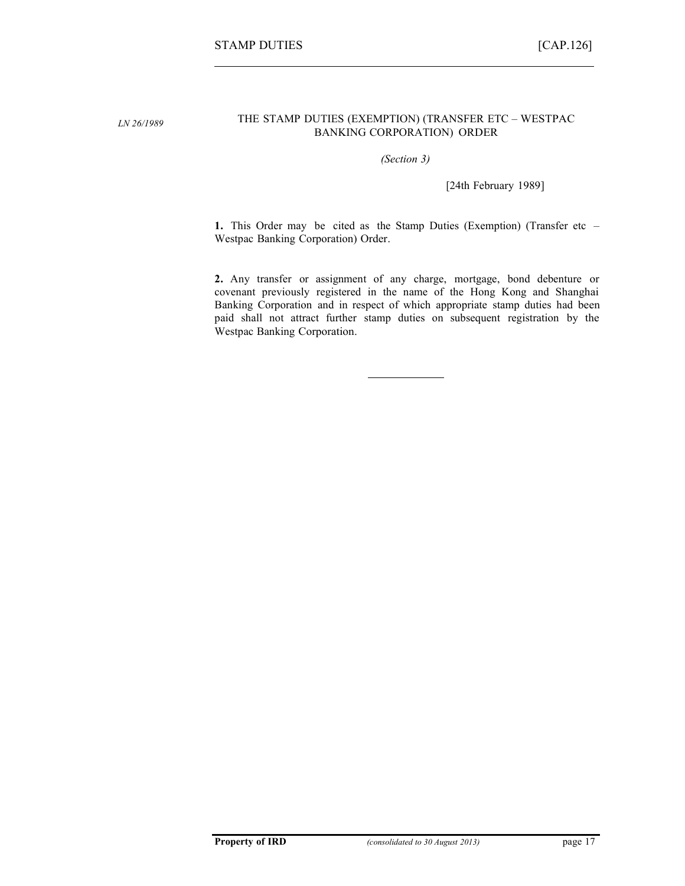LN 26/1989

# THE STAMP DUTIES (EXEMPTION) (TRANSFER ETC – WESTPAC BANKING CORPORATION) ORDER

*(Section 3)*

[24th February 1989]

**1.** This Order may be cited as the Stamp Duties (Exemption) (Transfer etc – Westpac Banking Corporation) Order.

**2.** Any transfer or assignment of any charge, mortgage, bond debenture or covenant previously registered in the name of the Hong Kong and Shanghai Banking Corporation and in respect of which appropriate stamp duties had been paid shall not attract further stamp duties on subsequent registration by the Westpac Banking Corporation.